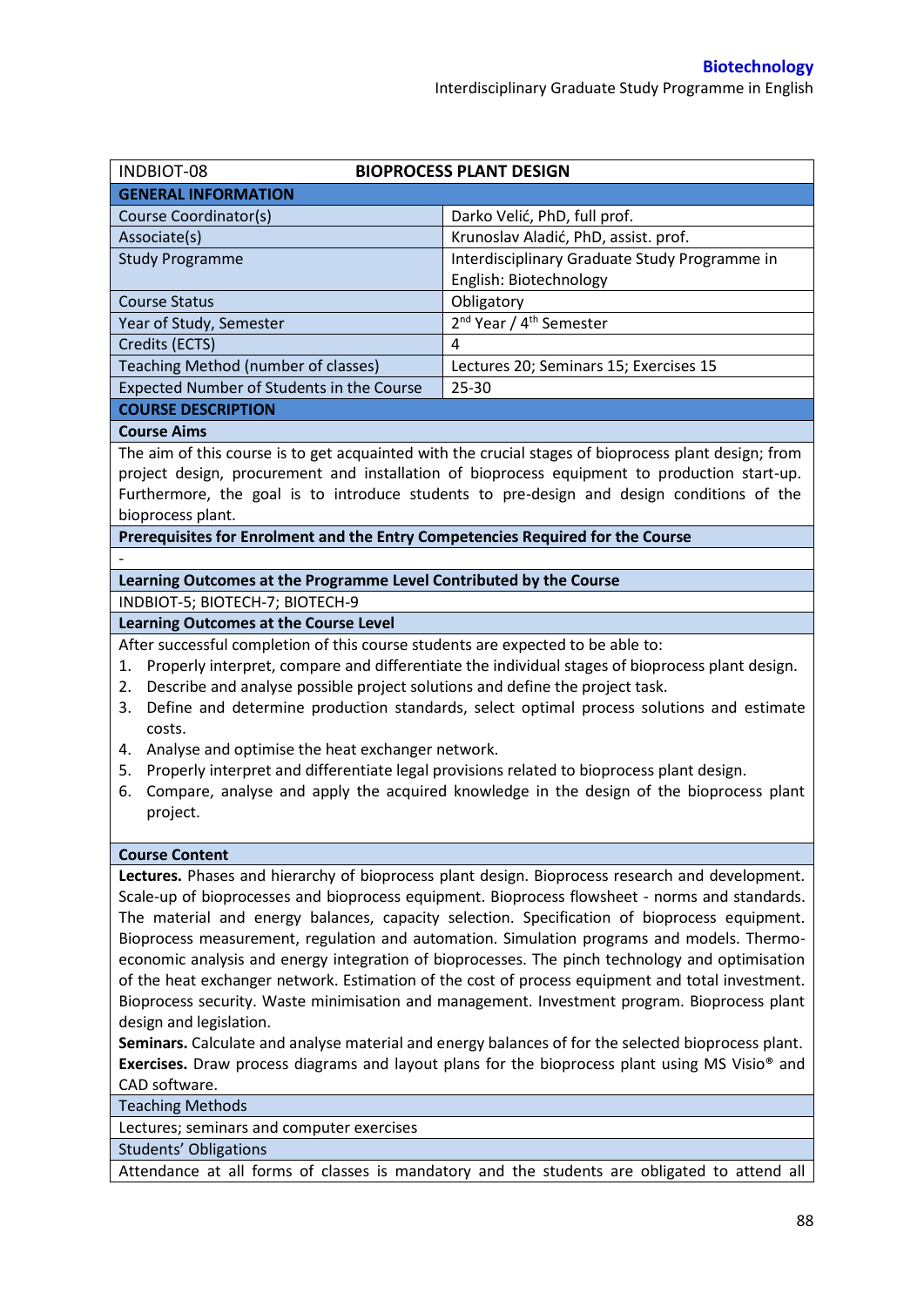| INDBIOT-08 | **BIOPROCESS PLANT DESIGN** |
|---|---|
| **GENERAL INFORMATION** | |
| Course Coordinator(s) | Darko Velić, PhD, full prof. |
| Associate(s) | Krunoslav Aladić, PhD, assist. prof. |
| Study Programme | Interdisciplinary Graduate Study Programme in English: Biotechnology |
| Course Status | Obligatory |
| Year of Study, Semester | 2nd Year / 4th Semester |
| Credits (ECTS) | 4 |
| Teaching Method (number of classes) | Lectures 20; Seminars 15; Exercises 15 |
| Expected Number of Students in the Course | 25-30 |

**COURSE DESCRIPTION**

**Course Aims**

The aim of this course is to get acquainted with the crucial stages of bioprocess plant design; from project design, procurement and installation of bioprocess equipment to production start-up. Furthermore, the goal is to introduce students to pre-design and design conditions of the bioprocess plant.

**Prerequisites for Enrolment and the Entry Competencies Required for the Course**

-

**Learning Outcomes at the Programme Level Contributed by the Course**

INDBIOT-5; BIOTECH-7; BIOTECH-9

**Learning Outcomes at the Course Level**

After successful completion of this course students are expected to be able to:

1. Properly interpret, compare and differentiate the individual stages of bioprocess plant design.
2. Describe and analyse possible project solutions and define the project task.
3. Define and determine production standards, select optimal process solutions and estimate costs.
4. Analyse and optimise the heat exchanger network.
5. Properly interpret and differentiate legal provisions related to bioprocess plant design.
6. Compare, analyse and apply the acquired knowledge in the design of the bioprocess plant project.

**Course Content**

**Lectures.** Phases and hierarchy of bioprocess plant design. Bioprocess research and development. Scale-up of bioprocesses and bioprocess equipment. Bioprocess flowsheet - norms and standards. The material and energy balances, capacity selection. Specification of bioprocess equipment. Bioprocess measurement, regulation and automation. Simulation programs and models. Thermo-economic analysis and energy integration of bioprocesses. The pinch technology and optimisation of the heat exchanger network. Estimation of the cost of process equipment and total investment. Bioprocess security. Waste minimisation and management. Investment program. Bioprocess plant design and legislation.

**Seminars.** Calculate and analyse material and energy balances of for the selected bioprocess plant.

**Exercises.** Draw process diagrams and layout plans for the bioprocess plant using MS Visio® and CAD software.

Teaching Methods

Lectures; seminars and computer exercises

Students' Obligations

Attendance at all forms of classes is mandatory and the students are obligated to attend all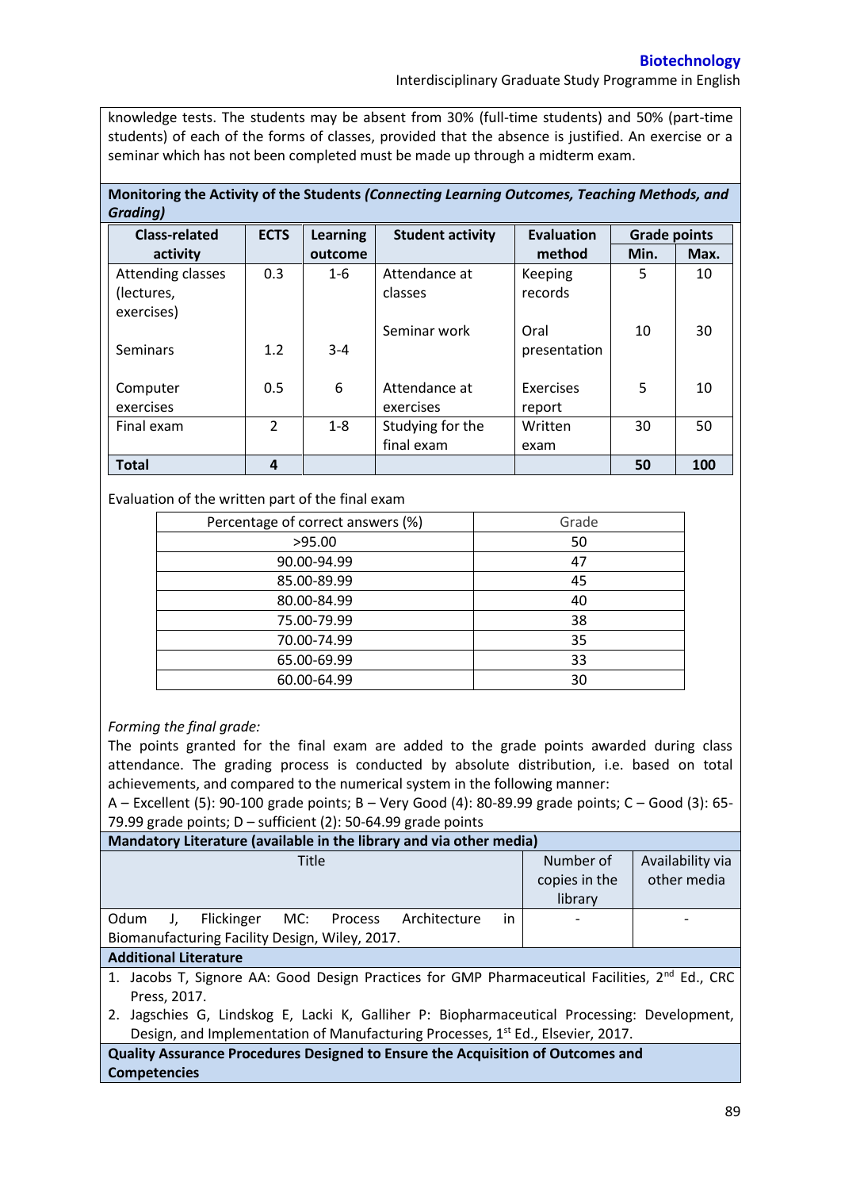knowledge tests. The students may be absent from 30% (full-time students) and 50% (part-time students) of each of the forms of classes, provided that the absence is justified. An exercise or a seminar which has not been completed must be made up through a midterm exam.

**Monitoring the Activity of the Students *(Connecting Learning Outcomes, Teaching Methods, and Grading)***

| Class-related activity | ECTS | Learning outcome | Student activity | Evaluation method | Grade points Min. | Grade points Max. |
|---|---|---|---|---|---|---|
| Attending classes (lectures, exercises) | 0.3 | 1-6 | Attendance at classes | Keeping records | 5 | 10 |
| Seminars | 1.2 | 3-4 | Seminar work | Oral presentation | 10 | 30 |
| Computer exercises | 0.5 | 6 | Attendance at exercises | Exercises report | 5 | 10 |
| Final exam | 2 | 1-8 | Studying for the final exam | Written exam | 30 | 50 |
| **Total** | **4** | | | | **50** | **100** |

Evaluation of the written part of the final exam

| Percentage of correct answers (%) | Grade |
|---|---|
| >95.00 | 50 |
| 90.00-94.99 | 47 |
| 85.00-89.99 | 45 |
| 80.00-84.99 | 40 |
| 75.00-79.99 | 38 |
| 70.00-74.99 | 35 |
| 65.00-69.99 | 33 |
| 60.00-64.99 | 30 |

*Forming the final grade:*

The points granted for the final exam are added to the grade points awarded during class attendance. The grading process is conducted by absolute distribution, i.e. based on total achievements, and compared to the numerical system in the following manner:

A – Excellent (5): 90-100 grade points; B – Very Good (4): 80-89.99 grade points; C – Good (3): 65-79.99 grade points; D – sufficient (2): 50-64.99 grade points

**Mandatory Literature (available in the library and via other media)**

| Title | Number of copies in the library | Availability via other media |
|---|---|---|
| Odum J, Flickinger MC: Process Architecture in Biomanufacturing Facility Design, Wiley, 2017. | - | - |

**Additional Literature**

1. Jacobs T, Signore AA: Good Design Practices for GMP Pharmaceutical Facilities, 2nd Ed., CRC Press, 2017.
2. Jagschies G, Lindskog E, Lacki K, Galliher P: Biopharmaceutical Processing: Development, Design, and Implementation of Manufacturing Processes, 1st Ed., Elsevier, 2017.

**Quality Assurance Procedures Designed to Ensure the Acquisition of Outcomes and Competencies**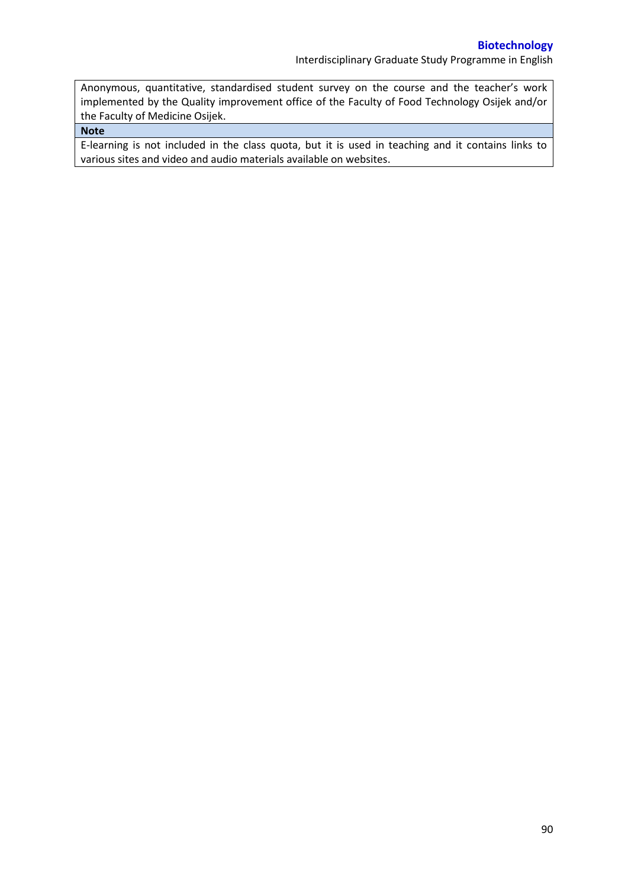Anonymous, quantitative, standardised student survey on the course and the teacher's work implemented by the Quality improvement office of the Faculty of Food Technology Osijek and/or the Faculty of Medicine Osijek.

**Note**

E-learning is not included in the class quota, but it is used in teaching and it contains links to various sites and video and audio materials available on websites.